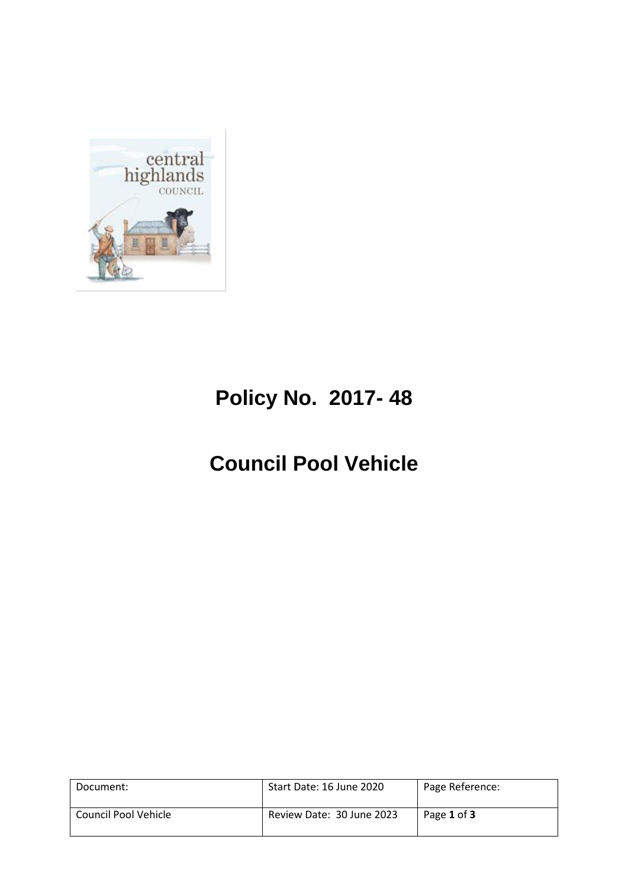# Policy No. 2017- 48

# Council Pool Vehicle

| Document: | Start Date: 16 June 2020 | Page Reference: |
|---|---|---|
| Council Pool Vehicle | Review Date: 30 June 2023 | Page **1** of **3** |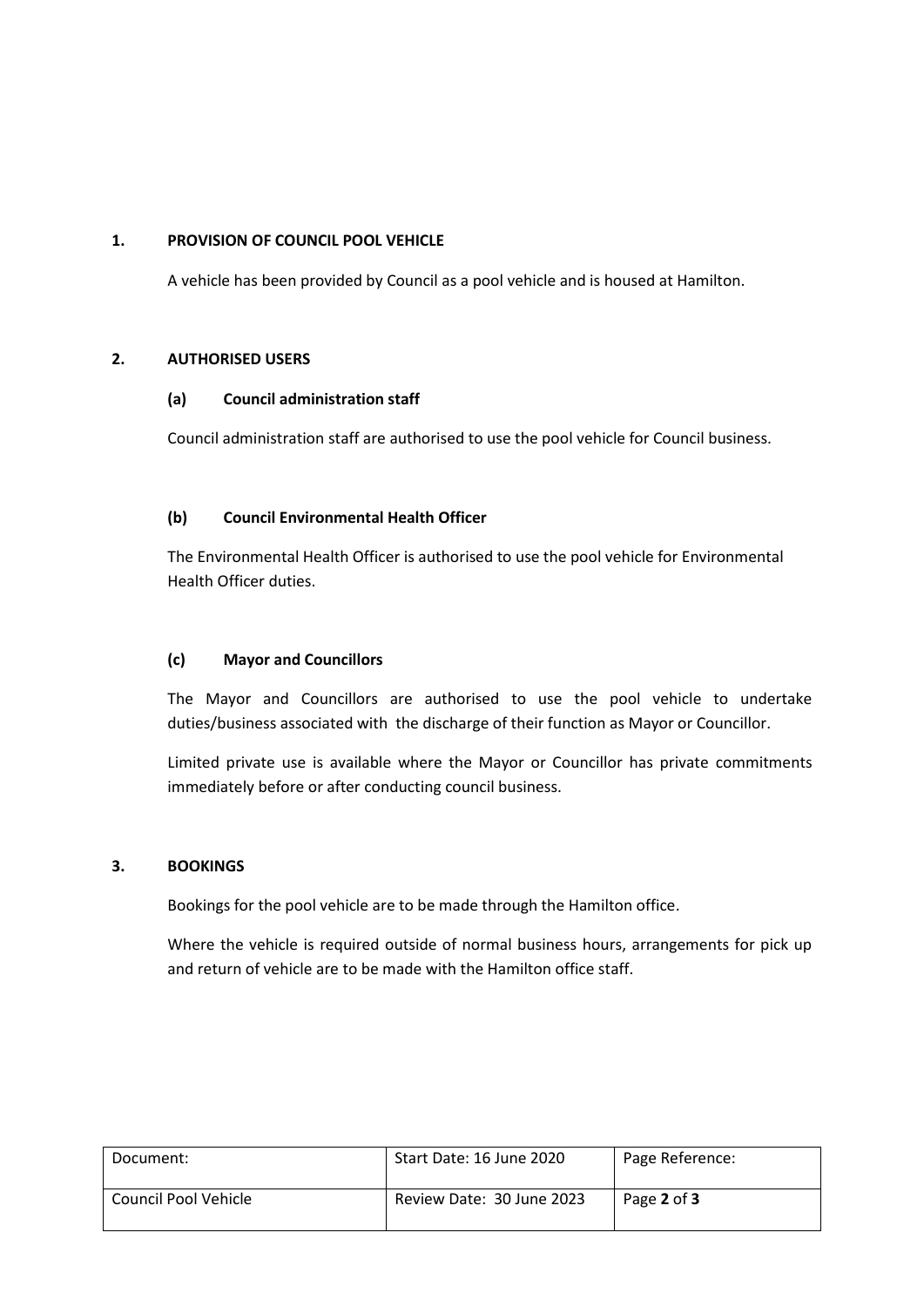## 1. PROVISION OF COUNCIL POOL VEHICLE

A vehicle has been provided by Council as a pool vehicle and is housed at Hamilton.

## 2. AUTHORISED USERS

### (a) Council administration staff

Council administration staff are authorised to use the pool vehicle for Council business.

### (b) Council Environmental Health Officer

The Environmental Health Officer is authorised to use the pool vehicle for Environmental Health Officer duties.

### (c) Mayor and Councillors

The Mayor and Councillors are authorised to use the pool vehicle to undertake duties/business associated with the discharge of their function as Mayor or Councillor.

Limited private use is available where the Mayor or Councillor has private commitments immediately before or after conducting council business.

## 3. BOOKINGS

Bookings for the pool vehicle are to be made through the Hamilton office.

Where the vehicle is required outside of normal business hours, arrangements for pick up and return of vehicle are to be made with the Hamilton office staff.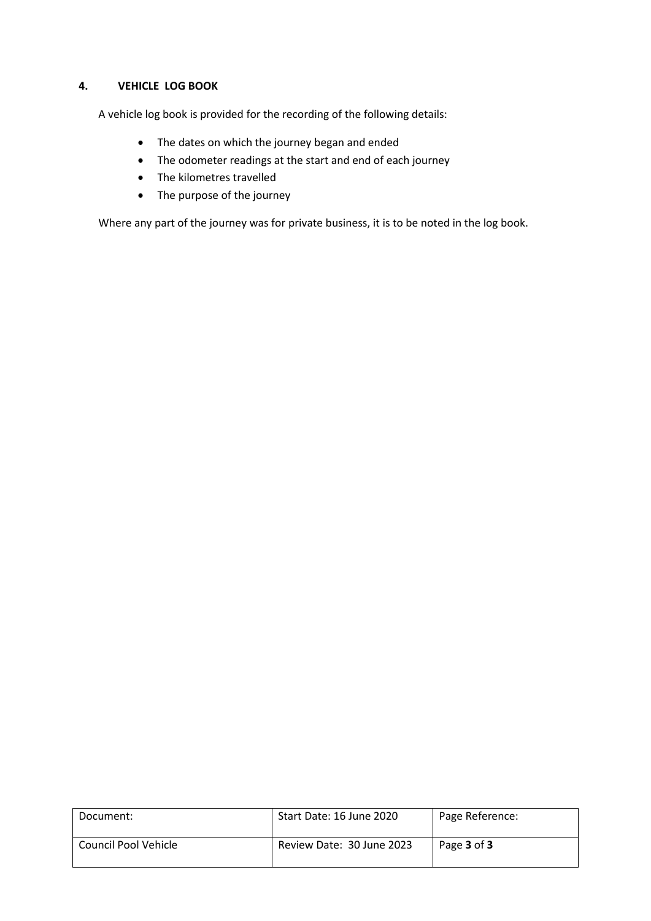## 4. VEHICLE LOG BOOK

A vehicle log book is provided for the recording of the following details:

- The dates on which the journey began and ended
- The odometer readings at the start and end of each journey
- The kilometres travelled
- The purpose of the journey

Where any part of the journey was for private business, it is to be noted in the log book.